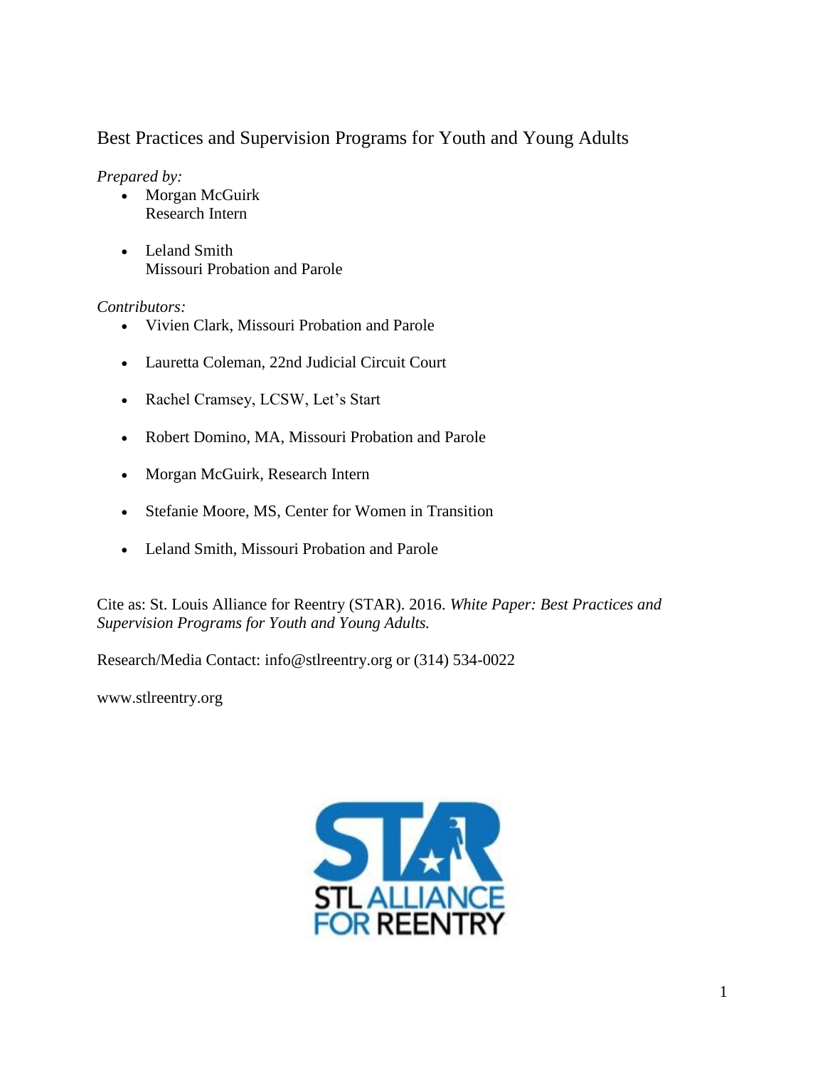# Best Practices and Supervision Programs for Youth and Young Adults

*Prepared by:*

- Morgan McGuirk
  Research Intern

- Leland Smith
  Missouri Probation and Parole

*Contributors:*

- Vivien Clark, Missouri Probation and Parole
- Lauretta Coleman, 22nd Judicial Circuit Court
- Rachel Cramsey, LCSW, Let's Start
- Robert Domino, MA, Missouri Probation and Parole
- Morgan McGuirk, Research Intern
- Stefanie Moore, MS, Center for Women in Transition
- Leland Smith, Missouri Probation and Parole

Cite as: St. Louis Alliance for Reentry (STAR). 2016. *White Paper: Best Practices and Supervision Programs for Youth and Young Adults.*

Research/Media Contact: info@stlreentry.org or (314) 534-0022

www.stlreentry.org

STAR
STL ALLIANCE FOR REENTRY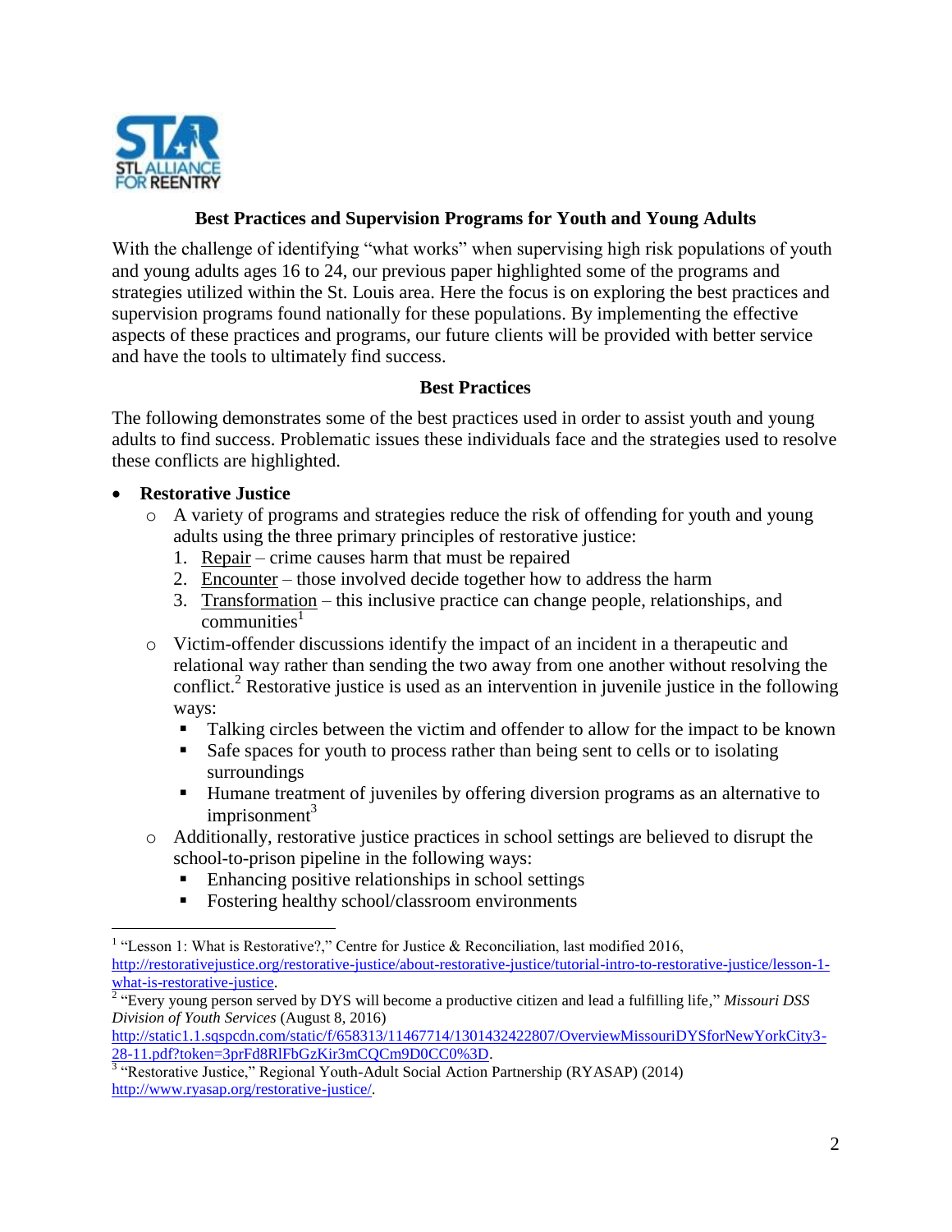## Best Practices and Supervision Programs for Youth and Young Adults

With the challenge of identifying "what works" when supervising high risk populations of youth and young adults ages 16 to 24, our previous paper highlighted some of the programs and strategies utilized within the St. Louis area. Here the focus is on exploring the best practices and supervision programs found nationally for these populations. By implementing the effective aspects of these practices and programs, our future clients will be provided with better service and have the tools to ultimately find success.

### Best Practices

The following demonstrates some of the best practices used in order to assist youth and young adults to find success. Problematic issues these individuals face and the strategies used to resolve these conflicts are highlighted.

- **Restorative Justice**
  - A variety of programs and strategies reduce the risk of offending for youth and young adults using the three primary principles of restorative justice:
    1. Repair – crime causes harm that must be repaired
    2. Encounter – those involved decide together how to address the harm
    3. Transformation – this inclusive practice can change people, relationships, and communities[1]
  - Victim-offender discussions identify the impact of an incident in a therapeutic and relational way rather than sending the two away from one another without resolving the conflict.[2] Restorative justice is used as an intervention in juvenile justice in the following ways:
    - Talking circles between the victim and offender to allow for the impact to be known
    - Safe spaces for youth to process rather than being sent to cells or to isolating surroundings
    - Humane treatment of juveniles by offering diversion programs as an alternative to imprisonment[3]
  - Additionally, restorative justice practices in school settings are believed to disrupt the school-to-prison pipeline in the following ways:
    - Enhancing positive relationships in school settings
    - Fostering healthy school/classroom environments

---

[1] "Lesson 1: What is Restorative?," Centre for Justice & Reconciliation, last modified 2016, http://restorativejustice.org/restorative-justice/about-restorative-justice/tutorial-intro-to-restorative-justice/lesson-1-what-is-restorative-justice.

[2] "Every young person served by DYS will become a productive citizen and lead a fulfilling life," *Missouri DSS Division of Youth Services* (August 8, 2016) http://static1.1.sqspcdn.com/static/f/658313/11467714/1301432422807/OverviewMissouriDYSforNewYorkCity3-28-11.pdf?token=3prFd8RlFbGzKir3mCQCm9D0CC0%3D.

[3] "Restorative Justice," Regional Youth-Adult Social Action Partnership (RYASAP) (2014) http://www.ryasap.org/restorative-justice/.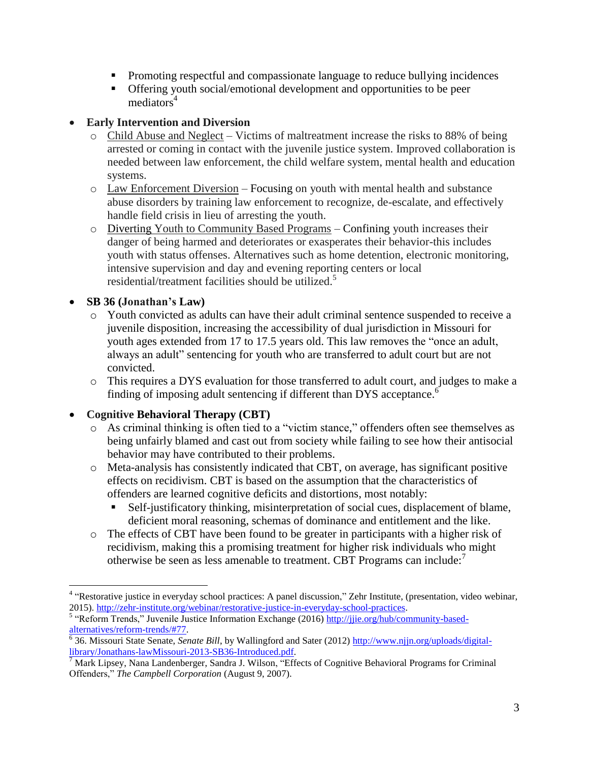- Promoting respectful and compassionate language to reduce bullying incidences
- Offering youth social/emotional development and opportunities to be peer mediators[4]

- **Early Intervention and Diversion**
  - Child Abuse and Neglect – Victims of maltreatment increase the risks to 88% of being arrested or coming in contact with the juvenile justice system. Improved collaboration is needed between law enforcement, the child welfare system, mental health and education systems.
  - Law Enforcement Diversion – Focusing on youth with mental health and substance abuse disorders by training law enforcement to recognize, de-escalate, and effectively handle field crisis in lieu of arresting the youth.
  - Diverting Youth to Community Based Programs – Confining youth increases their danger of being harmed and deteriorates or exasperates their behavior-this includes youth with status offenses. Alternatives such as home detention, electronic monitoring, intensive supervision and day and evening reporting centers or local residential/treatment facilities should be utilized.[5]

- **SB 36 (Jonathan's Law)**
  - Youth convicted as adults can have their adult criminal sentence suspended to receive a juvenile disposition, increasing the accessibility of dual jurisdiction in Missouri for youth ages extended from 17 to 17.5 years old. This law removes the "once an adult, always an adult" sentencing for youth who are transferred to adult court but are not convicted.
  - This requires a DYS evaluation for those transferred to adult court, and judges to make a finding of imposing adult sentencing if different than DYS acceptance.[6]

- **Cognitive Behavioral Therapy (CBT)**
  - As criminal thinking is often tied to a "victim stance," offenders often see themselves as being unfairly blamed and cast out from society while failing to see how their antisocial behavior may have contributed to their problems.
  - Meta-analysis has consistently indicated that CBT, on average, has significant positive effects on recidivism. CBT is based on the assumption that the characteristics of offenders are learned cognitive deficits and distortions, most notably:
    - Self-justificatory thinking, misinterpretation of social cues, displacement of blame, deficient moral reasoning, schemas of dominance and entitlement and the like.
  - The effects of CBT have been found to be greater in participants with a higher risk of recidivism, making this a promising treatment for higher risk individuals who might otherwise be seen as less amenable to treatment. CBT Programs can include:[7]

---

[4] "Restorative justice in everyday school practices: A panel discussion," Zehr Institute, (presentation, video webinar, 2015). http://zehr-institute.org/webinar/restorative-justice-in-everyday-school-practices.

[5] "Reform Trends," Juvenile Justice Information Exchange (2016) http://jjie.org/hub/community-based-alternatives/reform-trends/#77.

[6] 36. Missouri State Senate, *Senate Bill*, by Wallingford and Sater (2012) http://www.njjn.org/uploads/digital-library/Jonathans-lawMissouri-2013-SB36-Introduced.pdf.

[7] Mark Lipsey, Nana Landenberger, Sandra J. Wilson, "Effects of Cognitive Behavioral Programs for Criminal Offenders," *The Campbell Corporation* (August 9, 2007).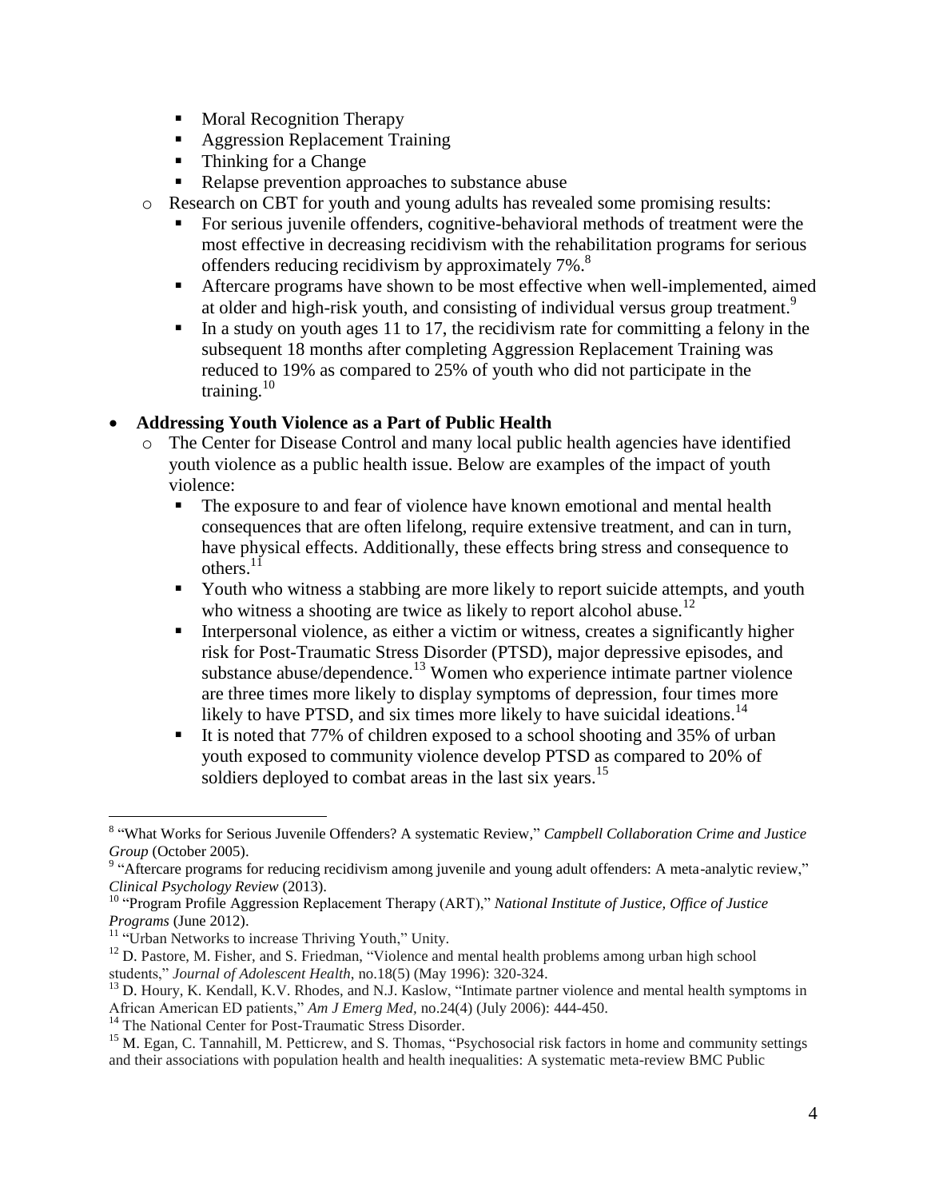- Moral Recognition Therapy
        - Aggression Replacement Training
        - Thinking for a Change
        - Relapse prevention approaches to substance abuse
    - Research on CBT for youth and young adults has revealed some promising results:
        - For serious juvenile offenders, cognitive-behavioral methods of treatment were the most effective in decreasing recidivism with the rehabilitation programs for serious offenders reducing recidivism by approximately 7%.[8]
        - Aftercare programs have shown to be most effective when well-implemented, aimed at older and high-risk youth, and consisting of individual versus group treatment.[9]
        - In a study on youth ages 11 to 17, the recidivism rate for committing a felony in the subsequent 18 months after completing Aggression Replacement Training was reduced to 19% as compared to 25% of youth who did not participate in the training.[10]

- **Addressing Youth Violence as a Part of Public Health**
    - The Center for Disease Control and many local public health agencies have identified youth violence as a public health issue. Below are examples of the impact of youth violence:
        - The exposure to and fear of violence have known emotional and mental health consequences that are often lifelong, require extensive treatment, and can in turn, have physical effects. Additionally, these effects bring stress and consequence to others.[11]
        - Youth who witness a stabbing are more likely to report suicide attempts, and youth who witness a shooting are twice as likely to report alcohol abuse.[12]
        - Interpersonal violence, as either a victim or witness, creates a significantly higher risk for Post-Traumatic Stress Disorder (PTSD), major depressive episodes, and substance abuse/dependence.[13] Women who experience intimate partner violence are three times more likely to display symptoms of depression, four times more likely to have PTSD, and six times more likely to have suicidal ideations.[14]
        - It is noted that 77% of children exposed to a school shooting and 35% of urban youth exposed to community violence develop PTSD as compared to 20% of soldiers deployed to combat areas in the last six years.[15]

---

[8] "What Works for Serious Juvenile Offenders? A systematic Review," *Campbell Collaboration Crime and Justice Group* (October 2005).

[9] "Aftercare programs for reducing recidivism among juvenile and young adult offenders: A meta-analytic review," *Clinical Psychology Review* (2013).

[10] "Program Profile Aggression Replacement Therapy (ART)," *National Institute of Justice, Office of Justice Programs* (June 2012).

[11] "Urban Networks to increase Thriving Youth," Unity.

[12] D. Pastore, M. Fisher, and S. Friedman, "Violence and mental health problems among urban high school students," *Journal of Adolescent Health*, no.18(5) (May 1996): 320-324.

[13] D. Houry, K. Kendall, K.V. Rhodes, and N.J. Kaslow, "Intimate partner violence and mental health symptoms in African American ED patients," *Am J Emerg Med,* no.24(4) (July 2006): 444-450.

[14] The National Center for Post-Traumatic Stress Disorder.

[15] M. Egan, C. Tannahill, M. Petticrew, and S. Thomas, "Psychosocial risk factors in home and community settings and their associations with population health and health inequalities: A systematic meta-review BMC Public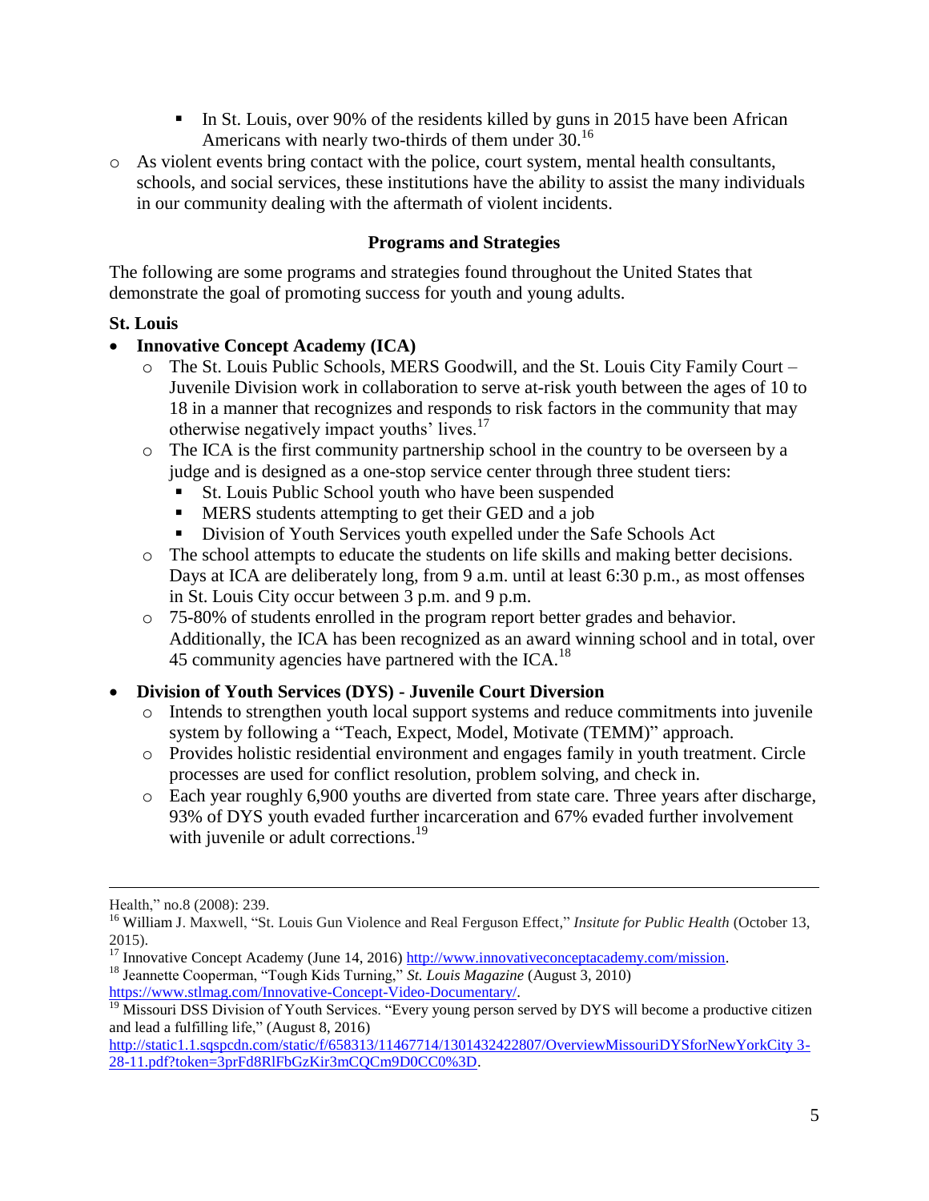- In St. Louis, over 90% of the residents killed by guns in 2015 have been African Americans with nearly two-thirds of them under 30.[16]
  - As violent events bring contact with the police, court system, mental health consultants, schools, and social services, these institutions have the ability to assist the many individuals in our community dealing with the aftermath of violent incidents.

### Programs and Strategies

The following are some programs and strategies found throughout the United States that demonstrate the goal of promoting success for youth and young adults.

**St. Louis**

- **Innovative Concept Academy (ICA)**
  - The St. Louis Public Schools, MERS Goodwill, and the St. Louis City Family Court – Juvenile Division work in collaboration to serve at-risk youth between the ages of 10 to 18 in a manner that recognizes and responds to risk factors in the community that may otherwise negatively impact youths' lives.[17]
  - The ICA is the first community partnership school in the country to be overseen by a judge and is designed as a one-stop service center through three student tiers:
    - St. Louis Public School youth who have been suspended
    - MERS students attempting to get their GED and a job
    - Division of Youth Services youth expelled under the Safe Schools Act
  - The school attempts to educate the students on life skills and making better decisions. Days at ICA are deliberately long, from 9 a.m. until at least 6:30 p.m., as most offenses in St. Louis City occur between 3 p.m. and 9 p.m.
  - 75-80% of students enrolled in the program report better grades and behavior. Additionally, the ICA has been recognized as an award winning school and in total, over 45 community agencies have partnered with the ICA.[18]

- **Division of Youth Services (DYS) - Juvenile Court Diversion**
  - Intends to strengthen youth local support systems and reduce commitments into juvenile system by following a "Teach, Expect, Model, Motivate (TEMM)" approach.
  - Provides holistic residential environment and engages family in youth treatment. Circle processes are used for conflict resolution, problem solving, and check in.
  - Each year roughly 6,900 youths are diverted from state care. Three years after discharge, 93% of DYS youth evaded further incarceration and 67% evaded further involvement with juvenile or adult corrections.[19]

---

Health," no.8 (2008): 239.

[16] William J. Maxwell, "St. Louis Gun Violence and Real Ferguson Effect," *Insitute for Public Health* (October 13, 2015).

[17] Innovative Concept Academy (June 14, 2016) http://www.innovativeconceptacademy.com/mission.

[18] Jeannette Cooperman, "Tough Kids Turning," *St. Louis Magazine* (August 3, 2010) https://www.stlmag.com/Innovative-Concept-Video-Documentary/.

[19] Missouri DSS Division of Youth Services. "Every young person served by DYS will become a productive citizen and lead a fulfilling life," (August 8, 2016) http://static1.1.sqspcdn.com/static/f/658313/11467714/1301432422807/OverviewMissouriDYSforNewYorkCity 3-28-11.pdf?token=3prFd8RlFbGzKir3mCQCm9D0CC0%3D.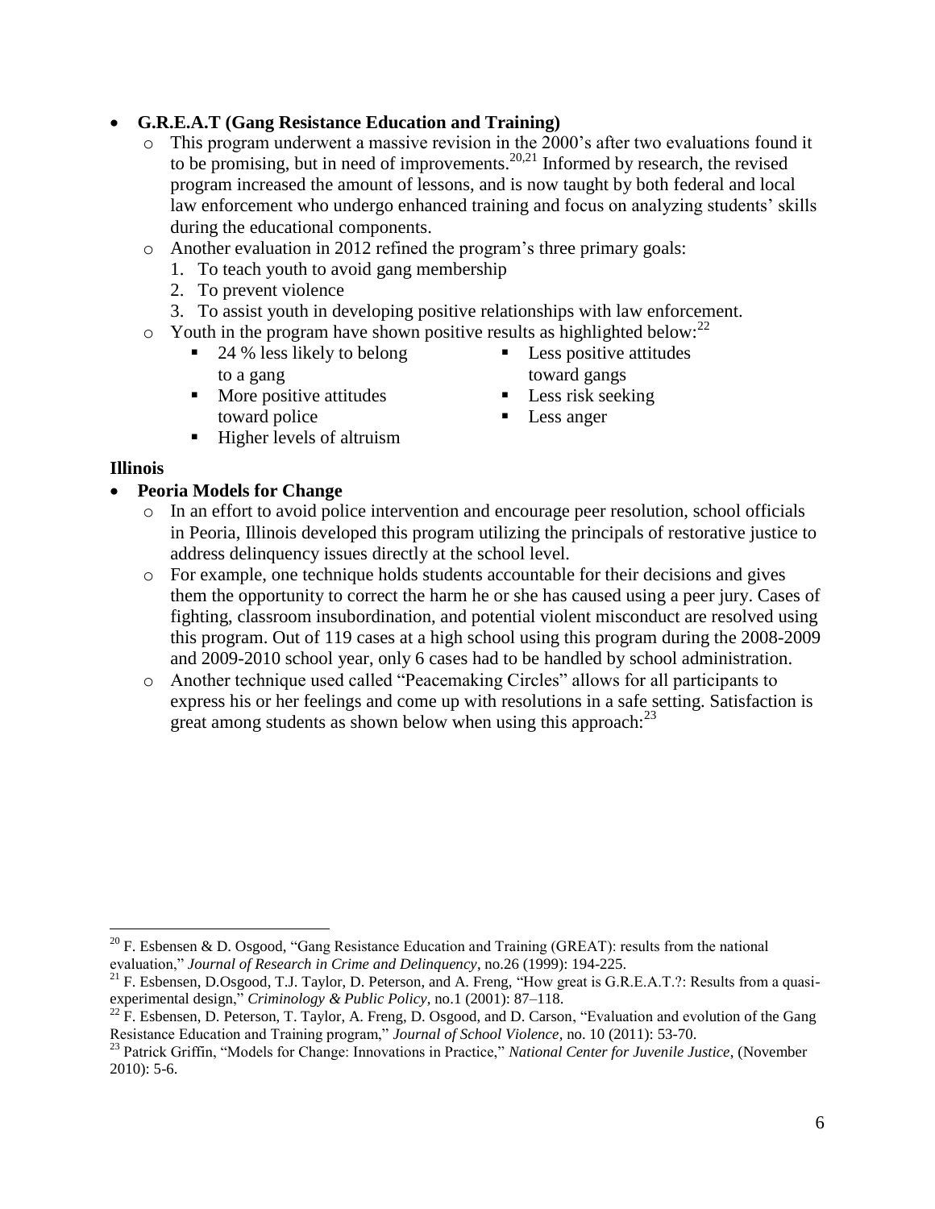- **G.R.E.A.T (Gang Resistance Education and Training)**
  - This program underwent a massive revision in the 2000's after two evaluations found it to be promising, but in need of improvements.[20,21] Informed by research, the revised program increased the amount of lessons, and is now taught by both federal and local law enforcement who undergo enhanced training and focus on analyzing students' skills during the educational components.
  - Another evaluation in 2012 refined the program's three primary goals:
    1. To teach youth to avoid gang membership
    2. To prevent violence
    3. To assist youth in developing positive relationships with law enforcement.
  - Youth in the program have shown positive results as highlighted below:[22]
    - 24 % less likely to belong to a gang
    - More positive attitudes toward police
    - Higher levels of altruism
    - Less positive attitudes toward gangs
    - Less risk seeking
    - Less anger

**Illinois**

- **Peoria Models for Change**
  - In an effort to avoid police intervention and encourage peer resolution, school officials in Peoria, Illinois developed this program utilizing the principals of restorative justice to address delinquency issues directly at the school level.
  - For example, one technique holds students accountable for their decisions and gives them the opportunity to correct the harm he or she has caused using a peer jury. Cases of fighting, classroom insubordination, and potential violent misconduct are resolved using this program. Out of 119 cases at a high school using this program during the 2008-2009 and 2009-2010 school year, only 6 cases had to be handled by school administration.
  - Another technique used called "Peacemaking Circles" allows for all participants to express his or her feelings and come up with resolutions in a safe setting. Satisfaction is great among students as shown below when using this approach:[23]

---

[20] F. Esbensen & D. Osgood, "Gang Resistance Education and Training (GREAT): results from the national evaluation," *Journal of Research in Crime and Delinquency*, no.26 (1999): 194-225.

[21] F. Esbensen, D.Osgood, T.J. Taylor, D. Peterson, and A. Freng, "How great is G.R.E.A.T.?: Results from a quasi-experimental design," *Criminology & Public Policy*, no.1 (2001): 87–118.

[22] F. Esbensen, D. Peterson, T. Taylor, A. Freng, D. Osgood, and D. Carson, "Evaluation and evolution of the Gang Resistance Education and Training program," *Journal of School Violence*, no. 10 (2011): 53-70.

[23] Patrick Griffin, "Models for Change: Innovations in Practice," *National Center for Juvenile Justice*, (November 2010): 5-6.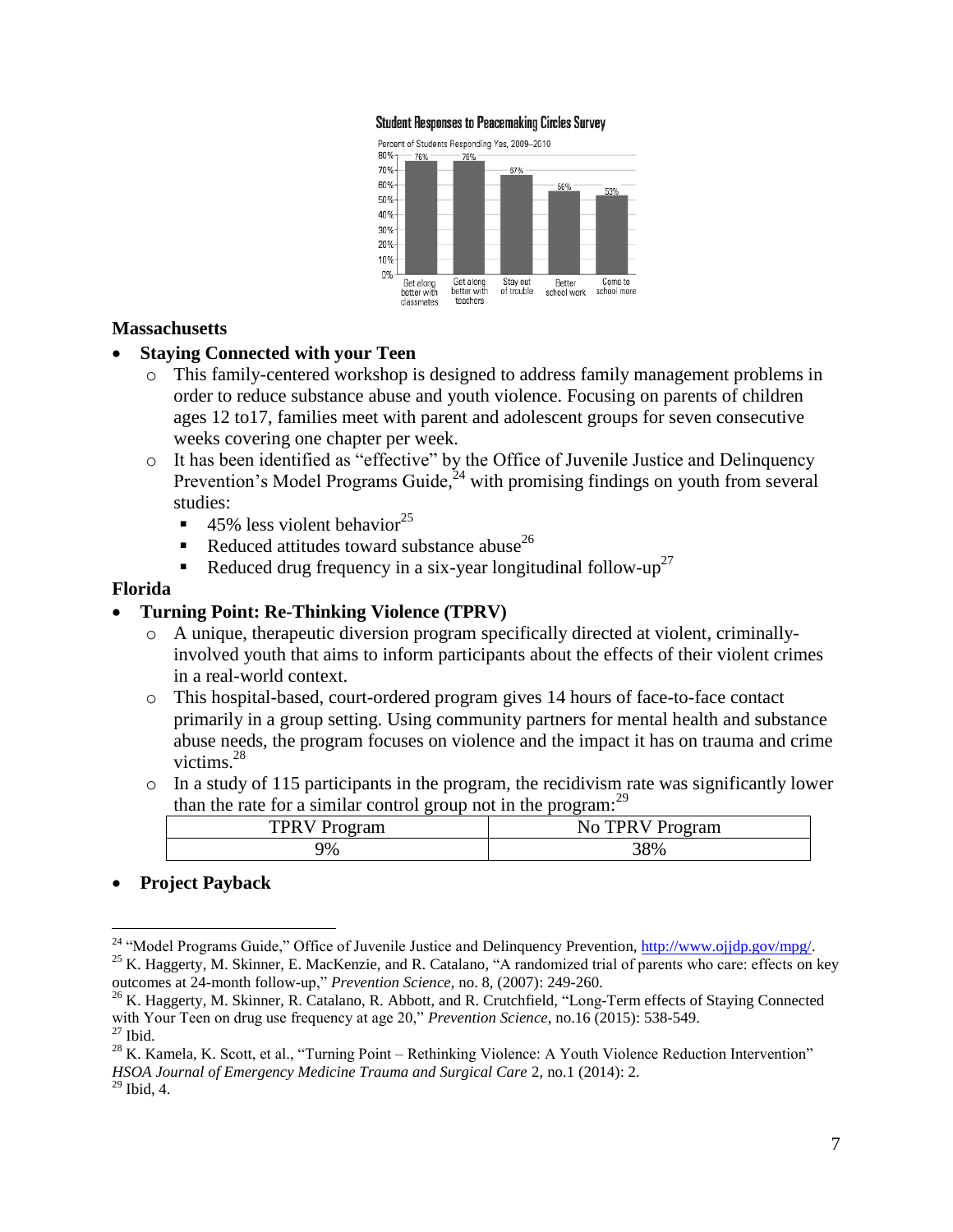**Student Responses to Peacemaking Circles Survey**

Percent of Students Responding Yes, 2009–2010

| Response | Percent |
|---|---|
| Get along better with classmates | 76% |
| Get along better with teachers | 76% |
| Stay out of trouble | 67% |
| Better school work | 56% |
| Come to school more | 53% |

**Massachusetts**

- **Staying Connected with your Teen**
  - This family-centered workshop is designed to address family management problems in order to reduce substance abuse and youth violence. Focusing on parents of children ages 12 to17, families meet with parent and adolescent groups for seven consecutive weeks covering one chapter per week.
  - It has been identified as "effective" by the Office of Juvenile Justice and Delinquency Prevention's Model Programs Guide,[24] with promising findings on youth from several studies:
    - 45% less violent behavior[25]
    - Reduced attitudes toward substance abuse[26]
    - Reduced drug frequency in a six-year longitudinal follow-up[27]

**Florida**

- **Turning Point: Re-Thinking Violence (TPRV)**
  - A unique, therapeutic diversion program specifically directed at violent, criminally-involved youth that aims to inform participants about the effects of their violent crimes in a real-world context.
  - This hospital-based, court-ordered program gives 14 hours of face-to-face contact primarily in a group setting. Using community partners for mental health and substance abuse needs, the program focuses on violence and the impact it has on trauma and crime victims.[28]
  - In a study of 115 participants in the program, the recidivism rate was significantly lower than the rate for a similar control group not in the program:[29]

| TPRV Program | No TPRV Program |
|---|---|
| 9% | 38% |

- **Project Payback**

---

[24] "Model Programs Guide," Office of Juvenile Justice and Delinquency Prevention, http://www.ojjdp.gov/mpg/.

[25] K. Haggerty, M. Skinner, E. MacKenzie, and R. Catalano, "A randomized trial of parents who care: effects on key outcomes at 24-month follow-up," *Prevention Science*, no. 8, (2007): 249-260.

[26] K. Haggerty, M. Skinner, R. Catalano, R. Abbott, and R. Crutchfield, "Long-Term effects of Staying Connected with Your Teen on drug use frequency at age 20," *Prevention Science*, no.16 (2015): 538-549.

[27] Ibid.

[28] K. Kamela, K. Scott, et al., "Turning Point – Rethinking Violence: A Youth Violence Reduction Intervention" *HSOA Journal of Emergency Medicine Trauma and Surgical Care* 2, no.1 (2014): 2.

[29] Ibid, 4.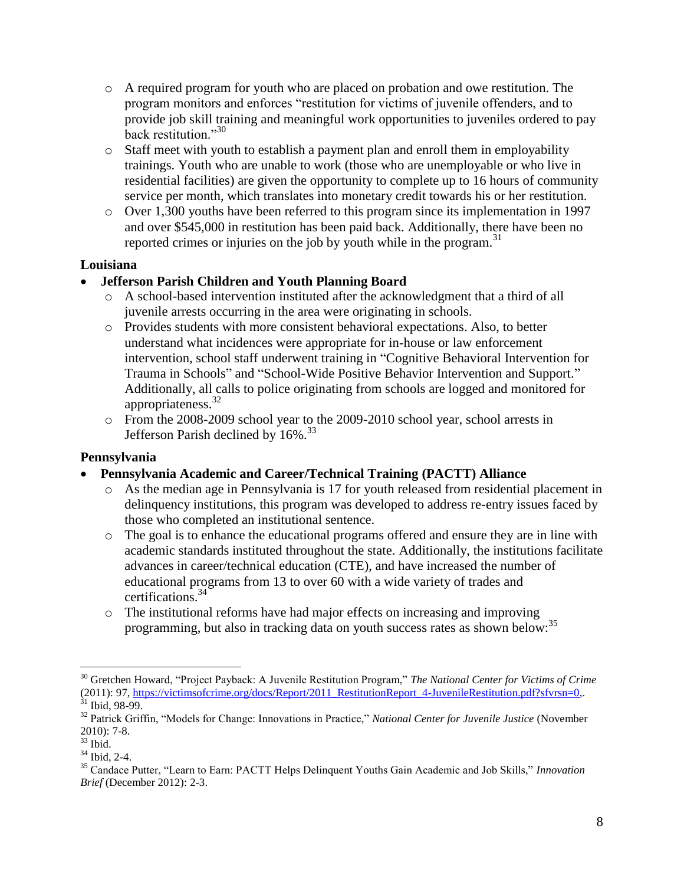- A required program for youth who are placed on probation and owe restitution. The program monitors and enforces "restitution for victims of juvenile offenders, and to provide job skill training and meaningful work opportunities to juveniles ordered to pay back restitution."[30]
- Staff meet with youth to establish a payment plan and enroll them in employability trainings. Youth who are unable to work (those who are unemployable or who live in residential facilities) are given the opportunity to complete up to 16 hours of community service per month, which translates into monetary credit towards his or her restitution.
- Over 1,300 youths have been referred to this program since its implementation in 1997 and over $545,000 in restitution has been paid back. Additionally, there have been no reported crimes or injuries on the job by youth while in the program.[31]

**Louisiana**

- **Jefferson Parish Children and Youth Planning Board**
  - A school-based intervention instituted after the acknowledgment that a third of all juvenile arrests occurring in the area were originating in schools.
  - Provides students with more consistent behavioral expectations. Also, to better understand what incidences were appropriate for in-house or law enforcement intervention, school staff underwent training in "Cognitive Behavioral Intervention for Trauma in Schools" and "School-Wide Positive Behavior Intervention and Support." Additionally, all calls to police originating from schools are logged and monitored for appropriateness.[32]
  - From the 2008-2009 school year to the 2009-2010 school year, school arrests in Jefferson Parish declined by 16%.[33]

**Pennsylvania**

- **Pennsylvania Academic and Career/Technical Training (PACTT) Alliance**
  - As the median age in Pennsylvania is 17 for youth released from residential placement in delinquency institutions, this program was developed to address re-entry issues faced by those who completed an institutional sentence.
  - The goal is to enhance the educational programs offered and ensure they are in line with academic standards instituted throughout the state. Additionally, the institutions facilitate advances in career/technical education (CTE), and have increased the number of educational programs from 13 to over 60 with a wide variety of trades and certifications.[34]
  - The institutional reforms have had major effects on increasing and improving programming, but also in tracking data on youth success rates as shown below:[35]

---

[30] Gretchen Howard, "Project Payback: A Juvenile Restitution Program," *The National Center for Victims of Crime* (2011): 97, https://victimsofcrime.org/docs/Report/2011_RestitutionReport_4-JuvenileRestitution.pdf?sfvrsn=0,.

[31] Ibid, 98-99.

[32] Patrick Griffin, "Models for Change: Innovations in Practice," *National Center for Juvenile Justice* (November 2010): 7-8.

[33] Ibid.

[34] Ibid, 2-4.

[35] Candace Putter, "Learn to Earn: PACTT Helps Delinquent Youths Gain Academic and Job Skills," *Innovation Brief* (December 2012): 2-3.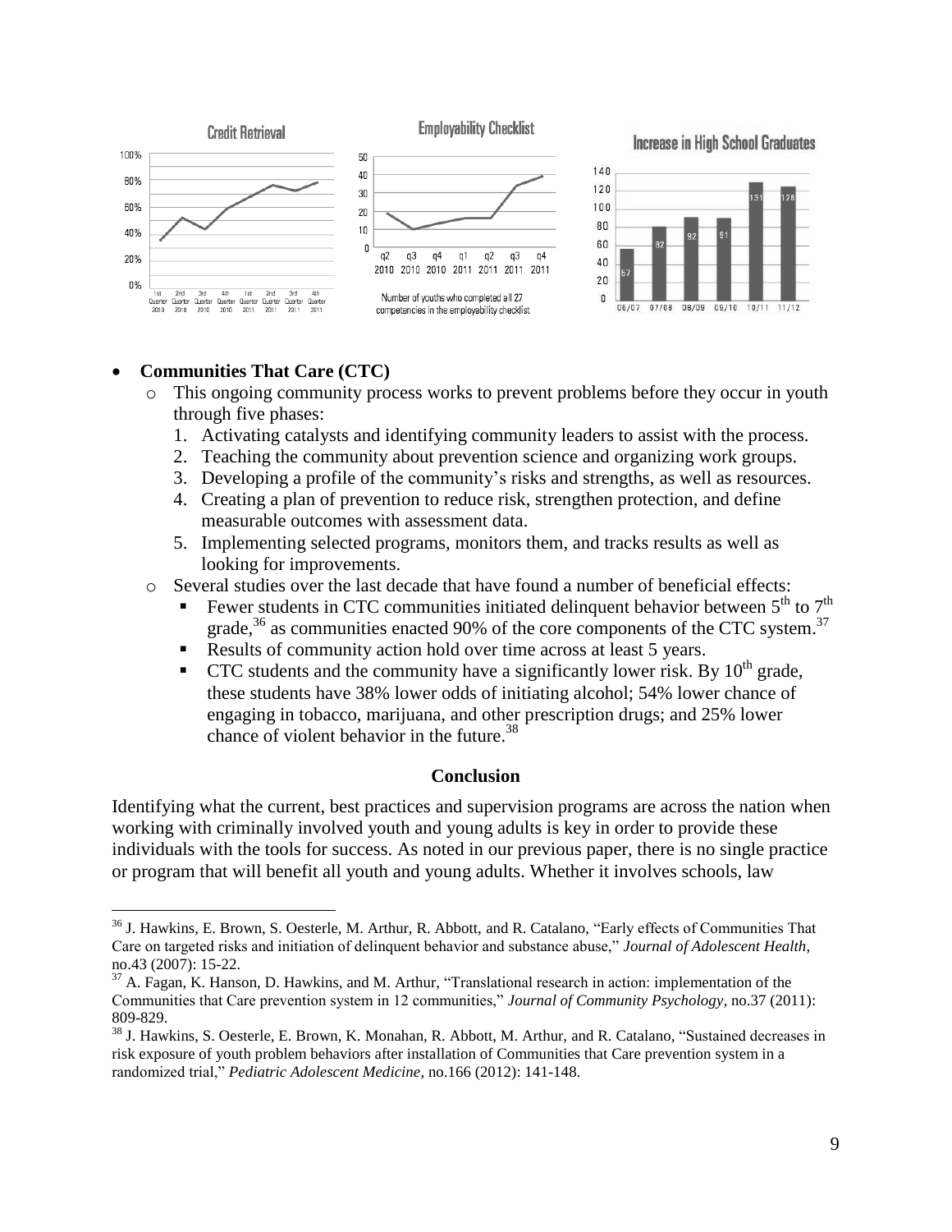**Credit Retrieval**

**Employability Checklist**

Number of youths who completed all 27 competencies in the employability checklist

**Increase in High School Graduates**

- **Communities That Care (CTC)**
  - This ongoing community process works to prevent problems before they occur in youth through five phases:
    1. Activating catalysts and identifying community leaders to assist with the process.
    2. Teaching the community about prevention science and organizing work groups.
    3. Developing a profile of the community's risks and strengths, as well as resources.
    4. Creating a plan of prevention to reduce risk, strengthen protection, and define measurable outcomes with assessment data.
    5. Implementing selected programs, monitors them, and tracks results as well as looking for improvements.
  - Several studies over the last decade that have found a number of beneficial effects:
    - Fewer students in CTC communities initiated delinquent behavior between 5th to 7th grade,[36] as communities enacted 90% of the core components of the CTC system.[37]
    - Results of community action hold over time across at least 5 years.
    - CTC students and the community have a significantly lower risk. By 10th grade, these students have 38% lower odds of initiating alcohol; 54% lower chance of engaging in tobacco, marijuana, and other prescription drugs; and 25% lower chance of violent behavior in the future.[38]

## Conclusion

Identifying what the current, best practices and supervision programs are across the nation when working with criminally involved youth and young adults is key in order to provide these individuals with the tools for success. As noted in our previous paper, there is no single practice or program that will benefit all youth and young adults. Whether it involves schools, law

---

[36] J. Hawkins, E. Brown, S. Oesterle, M. Arthur, R. Abbott, and R. Catalano, "Early effects of Communities That Care on targeted risks and initiation of delinquent behavior and substance abuse," *Journal of Adolescent Health*, no.43 (2007): 15-22.

[37] A. Fagan, K. Hanson, D. Hawkins, and M. Arthur, "Translational research in action: implementation of the Communities that Care prevention system in 12 communities," *Journal of Community Psychology*, no.37 (2011): 809-829.

[38] J. Hawkins, S. Oesterle, E. Brown, K. Monahan, R. Abbott, M. Arthur, and R. Catalano, "Sustained decreases in risk exposure of youth problem behaviors after installation of Communities that Care prevention system in a randomized trial," *Pediatric Adolescent Medicine*, no.166 (2012): 141-148.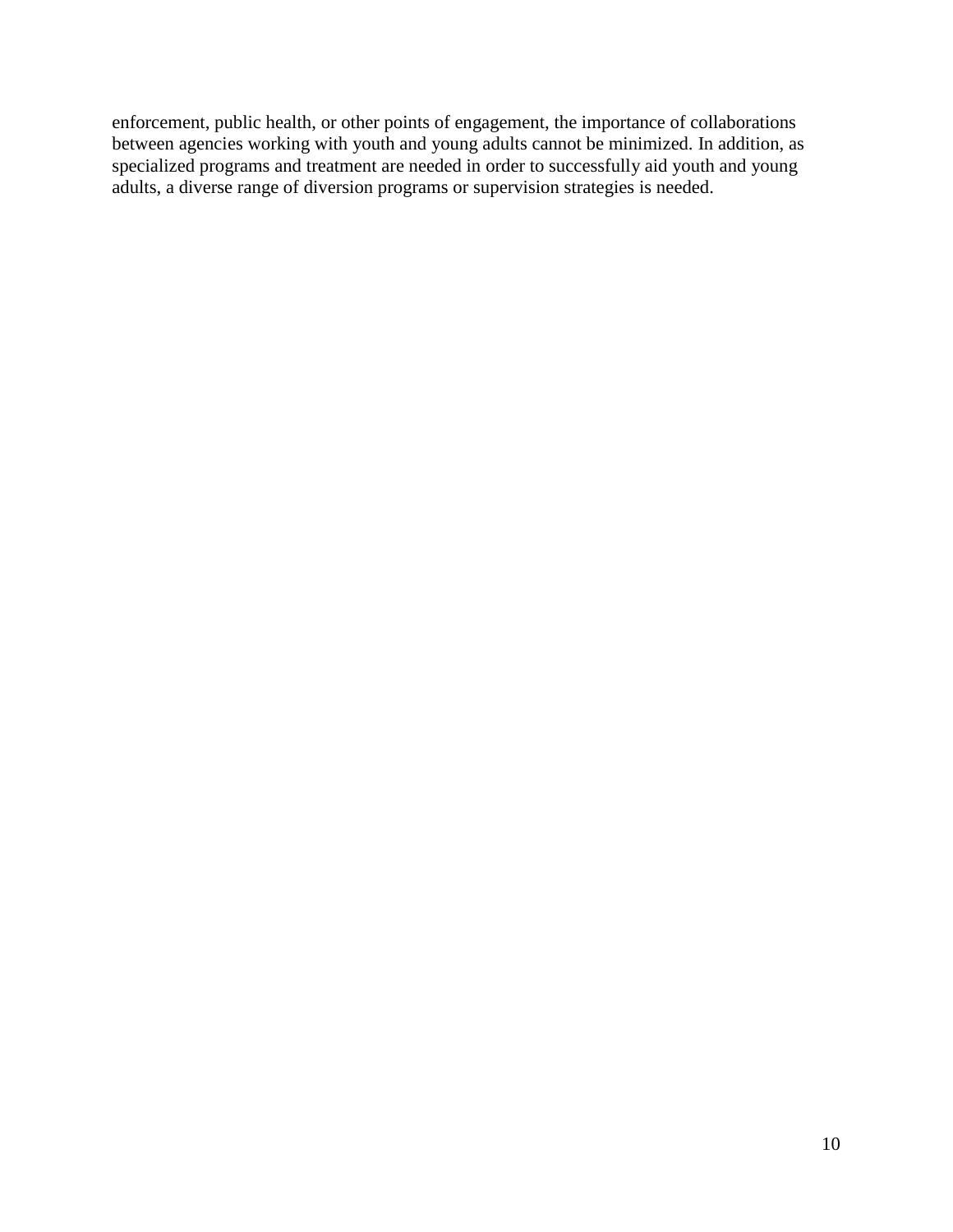enforcement, public health, or other points of engagement, the importance of collaborations between agencies working with youth and young adults cannot be minimized. In addition, as specialized programs and treatment are needed in order to successfully aid youth and young adults, a diverse range of diversion programs or supervision strategies is needed.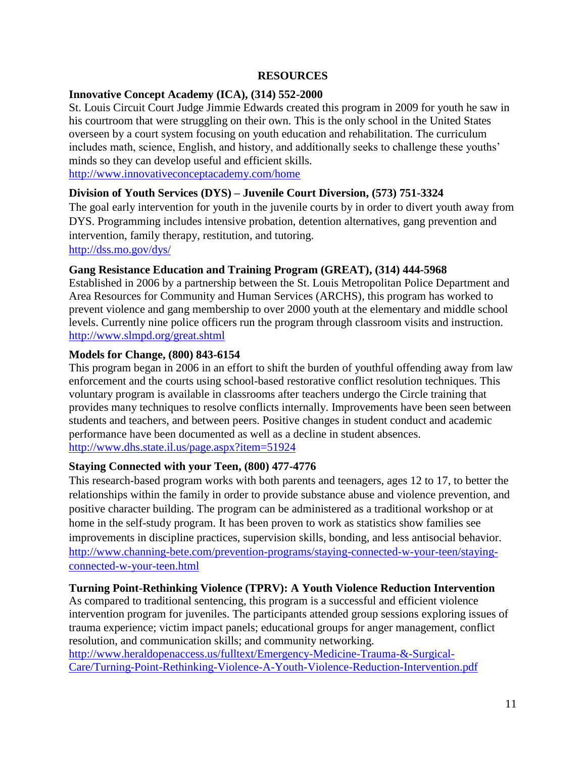# RESOURCES

**Innovative Concept Academy (ICA), (314) 552-2000**

St. Louis Circuit Court Judge Jimmie Edwards created this program in 2009 for youth he saw in his courtroom that were struggling on their own. This is the only school in the United States overseen by a court system focusing on youth education and rehabilitation. The curriculum includes math, science, English, and history, and additionally seeks to challenge these youths' minds so they can develop useful and efficient skills.
http://www.innovativeconceptacademy.com/home

**Division of Youth Services (DYS) – Juvenile Court Diversion, (573) 751-3324**

The goal early intervention for youth in the juvenile courts by in order to divert youth away from DYS. Programming includes intensive probation, detention alternatives, gang prevention and intervention, family therapy, restitution, and tutoring.
http://dss.mo.gov/dys/

**Gang Resistance Education and Training Program (GREAT), (314) 444-5968**

Established in 2006 by a partnership between the St. Louis Metropolitan Police Department and Area Resources for Community and Human Services (ARCHS), this program has worked to prevent violence and gang membership to over 2000 youth at the elementary and middle school levels. Currently nine police officers run the program through classroom visits and instruction.
http://www.slmpd.org/great.shtml

**Models for Change, (800) 843-6154**

This program began in 2006 in an effort to shift the burden of youthful offending away from law enforcement and the courts using school-based restorative conflict resolution techniques. This voluntary program is available in classrooms after teachers undergo the Circle training that provides many techniques to resolve conflicts internally. Improvements have been seen between students and teachers, and between peers. Positive changes in student conduct and academic performance have been documented as well as a decline in student absences.
http://www.dhs.state.il.us/page.aspx?item=51924

**Staying Connected with your Teen, (800) 477-4776**

This research-based program works with both parents and teenagers, ages 12 to 17, to better the relationships within the family in order to provide substance abuse and violence prevention, and positive character building. The program can be administered as a traditional workshop or at home in the self-study program. It has been proven to work as statistics show families see improvements in discipline practices, supervision skills, bonding, and less antisocial behavior.
http://www.channing-bete.com/prevention-programs/staying-connected-w-your-teen/staying-connected-w-your-teen.html

**Turning Point-Rethinking Violence (TPRV): A Youth Violence Reduction Intervention**

As compared to traditional sentencing, this program is a successful and efficient violence intervention program for juveniles. The participants attended group sessions exploring issues of trauma experience; victim impact panels; educational groups for anger management, conflict resolution, and communication skills; and community networking.
http://www.heraldopenaccess.us/fulltext/Emergency-Medicine-Trauma-&-Surgical-Care/Turning-Point-Rethinking-Violence-A-Youth-Violence-Reduction-Intervention.pdf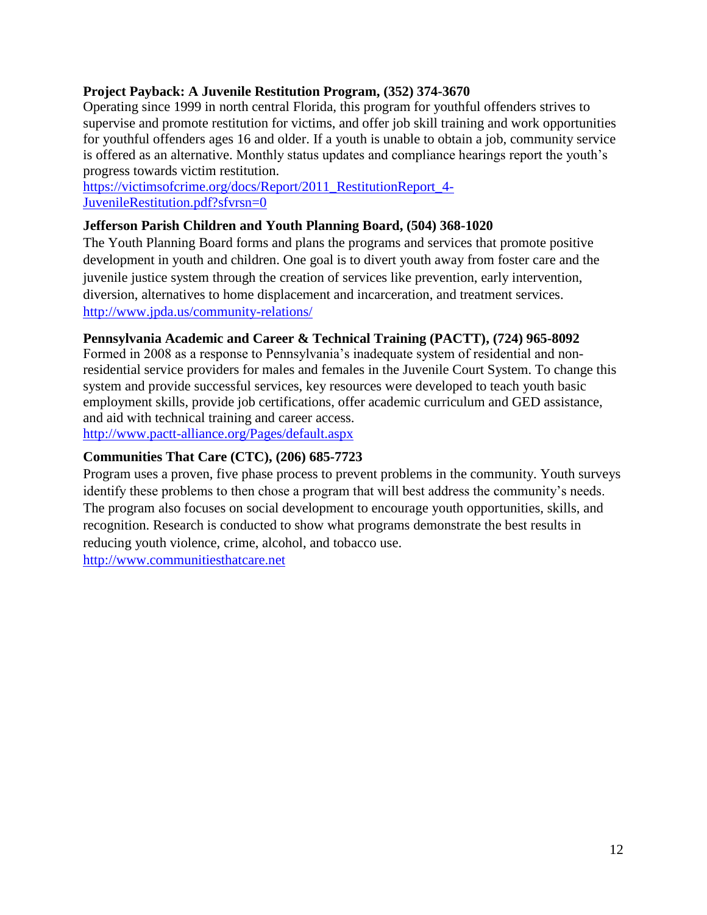**Project Payback: A Juvenile Restitution Program, (352) 374-3670**

Operating since 1999 in north central Florida, this program for youthful offenders strives to supervise and promote restitution for victims, and offer job skill training and work opportunities for youthful offenders ages 16 and older. If a youth is unable to obtain a job, community service is offered as an alternative. Monthly status updates and compliance hearings report the youth's progress towards victim restitution.
https://victimsofcrime.org/docs/Report/2011_RestitutionReport_4-JuvenileRestitution.pdf?sfvrsn=0

**Jefferson Parish Children and Youth Planning Board, (504) 368-1020**

The Youth Planning Board forms and plans the programs and services that promote positive development in youth and children. One goal is to divert youth away from foster care and the juvenile justice system through the creation of services like prevention, early intervention, diversion, alternatives to home displacement and incarceration, and treatment services.
http://www.jpda.us/community-relations/

**Pennsylvania Academic and Career & Technical Training (PACTT), (724) 965-8092**

Formed in 2008 as a response to Pennsylvania's inadequate system of residential and non-residential service providers for males and females in the Juvenile Court System. To change this system and provide successful services, key resources were developed to teach youth basic employment skills, provide job certifications, offer academic curriculum and GED assistance, and aid with technical training and career access.
http://www.pactt-alliance.org/Pages/default.aspx

**Communities That Care (CTC), (206) 685-7723**

Program uses a proven, five phase process to prevent problems in the community. Youth surveys identify these problems to then chose a program that will best address the community's needs. The program also focuses on social development to encourage youth opportunities, skills, and recognition. Research is conducted to show what programs demonstrate the best results in reducing youth violence, crime, alcohol, and tobacco use.
http://www.communitiesthatcare.net